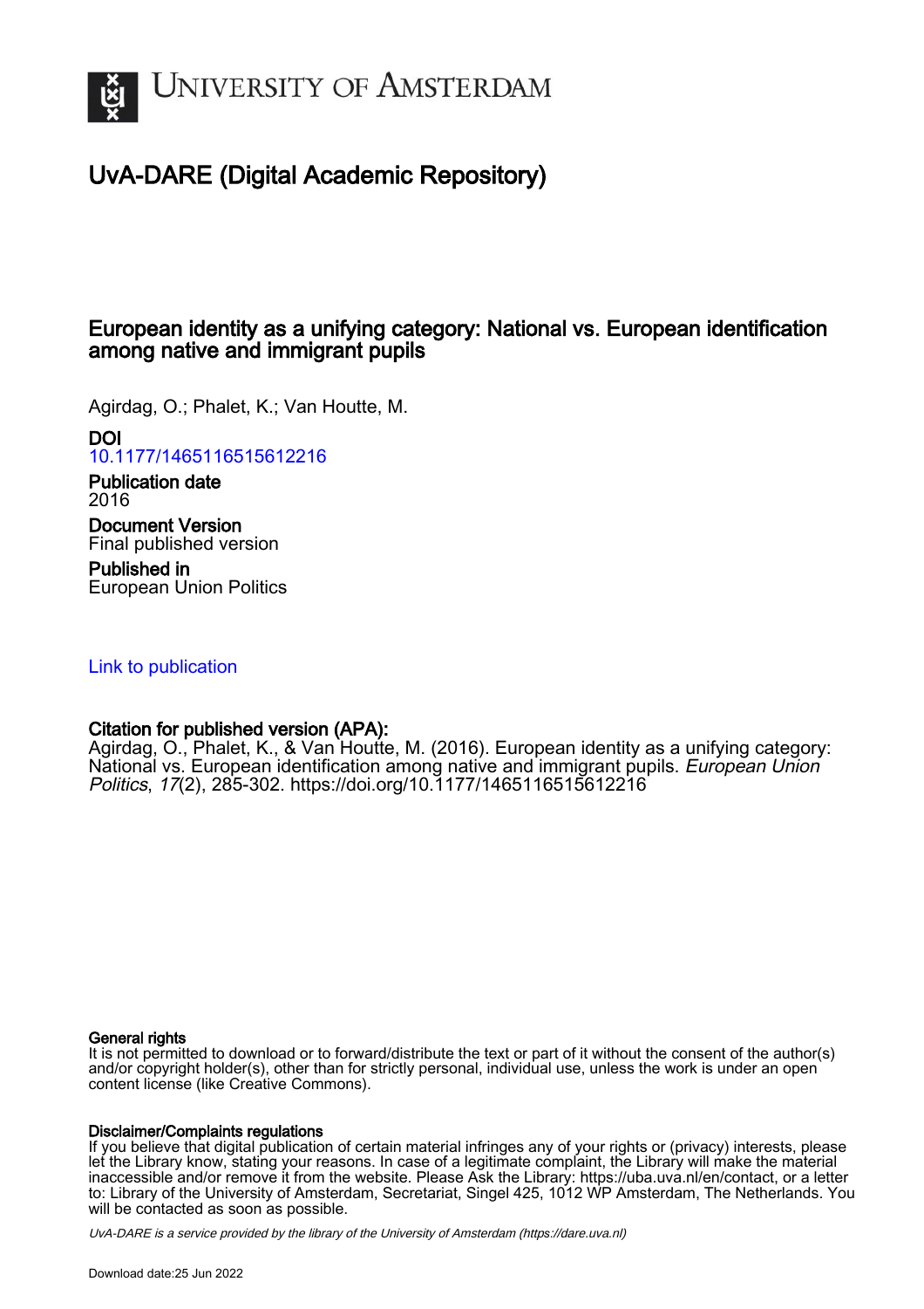University of Amsterdam

# UvA-DARE (Digital Academic Repository)

## European identity as a unifying category: National vs. European identification among native and immigrant pupils

Agirdag, O.; Phalet, K.; Van Houtte, M.

**DOI**
10.1177/1465116515612216

**Publication date**
2016

**Document Version**
Final published version

**Published in**
European Union Politics

Link to publication

**Citation for published version (APA):**
Agirdag, O., Phalet, K., & Van Houtte, M. (2016). European identity as a unifying category: National vs. European identification among native and immigrant pupils. *European Union Politics*, *17*(2), 285-302. https://doi.org/10.1177/1465116515612216

**General rights**
It is not permitted to download or to forward/distribute the text or part of it without the consent of the author(s) and/or copyright holder(s), other than for strictly personal, individual use, unless the work is under an open content license (like Creative Commons).

**Disclaimer/Complaints regulations**
If you believe that digital publication of certain material infringes any of your rights or (privacy) interests, please let the Library know, stating your reasons. In case of a legitimate complaint, the Library will make the material inaccessible and/or remove it from the website. Please Ask the Library: https://uba.uva.nl/en/contact, or a letter to: Library of the University of Amsterdam, Secretariat, Singel 425, 1012 WP Amsterdam, The Netherlands. You will be contacted as soon as possible.

*UvA-DARE is a service provided by the library of the University of Amsterdam (https://dare.uva.nl)*

Download date:25 Jun 2022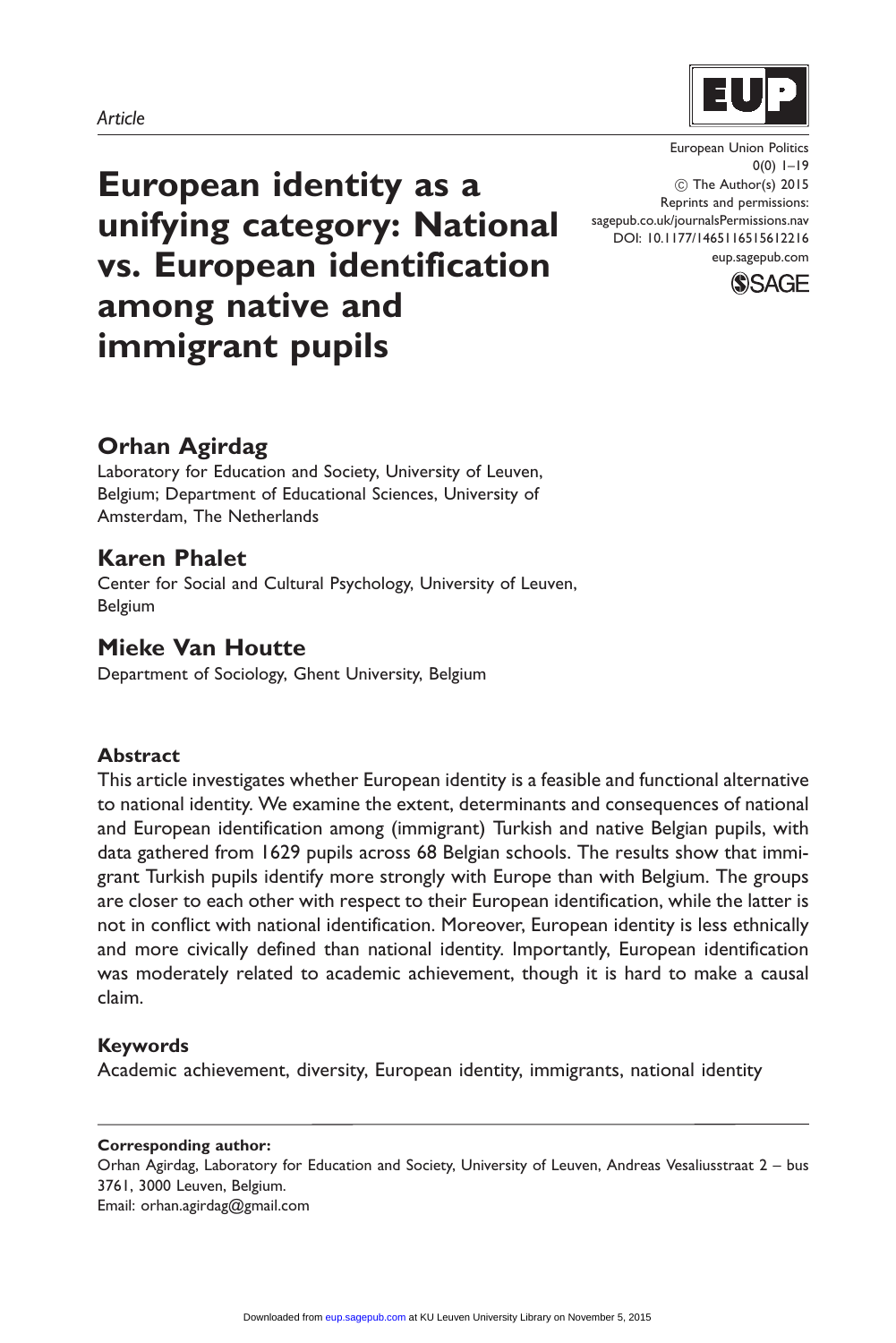Article

# European identity as a unifying category: National vs. European identification among native and immigrant pupils

European Union Politics
0(0) 1–19
© The Author(s) 2015
Reprints and permissions:
sagepub.co.uk/journalsPermissions.nav
DOI: 10.1177/1465116515612216
eup.sagepub.com

## Orhan Agirdag

Laboratory for Education and Society, University of Leuven, Belgium; Department of Educational Sciences, University of Amsterdam, The Netherlands

## Karen Phalet

Center for Social and Cultural Psychology, University of Leuven, Belgium

## Mieke Van Houtte

Department of Sociology, Ghent University, Belgium

### Abstract

This article investigates whether European identity is a feasible and functional alternative to national identity. We examine the extent, determinants and consequences of national and European identification among (immigrant) Turkish and native Belgian pupils, with data gathered from 1629 pupils across 68 Belgian schools. The results show that immigrant Turkish pupils identify more strongly with Europe than with Belgium. The groups are closer to each other with respect to their European identification, while the latter is not in conflict with national identification. Moreover, European identity is less ethnically and more civically defined than national identity. Importantly, European identification was moderately related to academic achievement, though it is hard to make a causal claim.

### Keywords

Academic achievement, diversity, European identity, immigrants, national identity

**Corresponding author:**
Orhan Agirdag, Laboratory for Education and Society, University of Leuven, Andreas Vesaliusstraat 2 – bus 3761, 3000 Leuven, Belgium.
Email: orhan.agirdag@gmail.com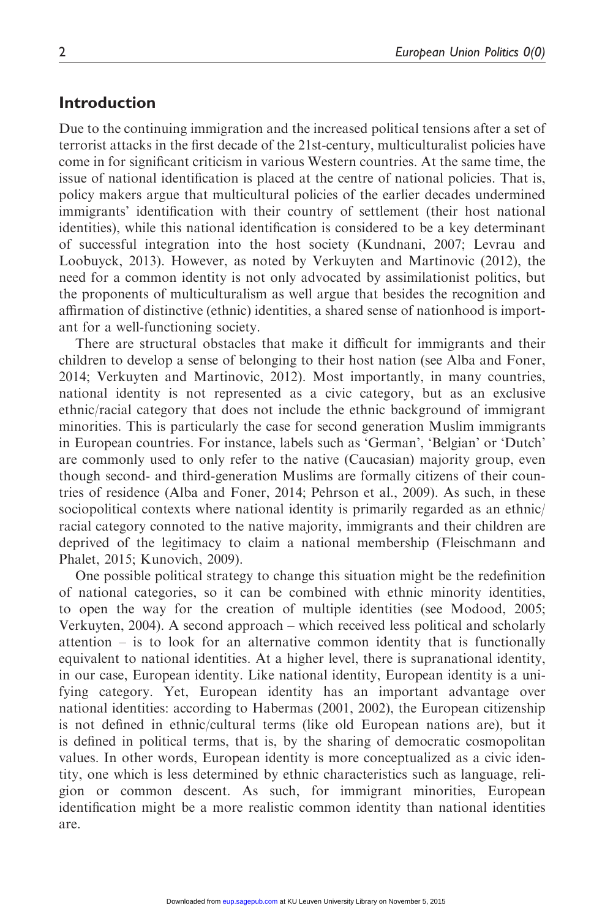## Introduction

Due to the continuing immigration and the increased political tensions after a set of terrorist attacks in the first decade of the 21st-century, multiculturalist policies have come in for significant criticism in various Western countries. At the same time, the issue of national identification is placed at the centre of national policies. That is, policy makers argue that multicultural policies of the earlier decades undermined immigrants' identification with their country of settlement (their host national identities), while this national identification is considered to be a key determinant of successful integration into the host society (Kundnani, 2007; Levrau and Loobuyck, 2013). However, as noted by Verkuyten and Martinovic (2012), the need for a common identity is not only advocated by assimilationist politics, but the proponents of multiculturalism as well argue that besides the recognition and affirmation of distinctive (ethnic) identities, a shared sense of nationhood is important for a well-functioning society.

There are structural obstacles that make it difficult for immigrants and their children to develop a sense of belonging to their host nation (see Alba and Foner, 2014; Verkuyten and Martinovic, 2012). Most importantly, in many countries, national identity is not represented as a civic category, but as an exclusive ethnic/racial category that does not include the ethnic background of immigrant minorities. This is particularly the case for second generation Muslim immigrants in European countries. For instance, labels such as 'German', 'Belgian' or 'Dutch' are commonly used to only refer to the native (Caucasian) majority group, even though second- and third-generation Muslims are formally citizens of their countries of residence (Alba and Foner, 2014; Pehrson et al., 2009). As such, in these sociopolitical contexts where national identity is primarily regarded as an ethnic/racial category connoted to the native majority, immigrants and their children are deprived of the legitimacy to claim a national membership (Fleischmann and Phalet, 2015; Kunovich, 2009).

One possible political strategy to change this situation might be the redefinition of national categories, so it can be combined with ethnic minority identities, to open the way for the creation of multiple identities (see Modood, 2005; Verkuyten, 2004). A second approach – which received less political and scholarly attention – is to look for an alternative common identity that is functionally equivalent to national identities. At a higher level, there is supranational identity, in our case, European identity. Like national identity, European identity is a unifying category. Yet, European identity has an important advantage over national identities: according to Habermas (2001, 2002), the European citizenship is not defined in ethnic/cultural terms (like old European nations are), but it is defined in political terms, that is, by the sharing of democratic cosmopolitan values. In other words, European identity is more conceptualized as a civic identity, one which is less determined by ethnic characteristics such as language, religion or common descent. As such, for immigrant minorities, European identification might be a more realistic common identity than national identities are.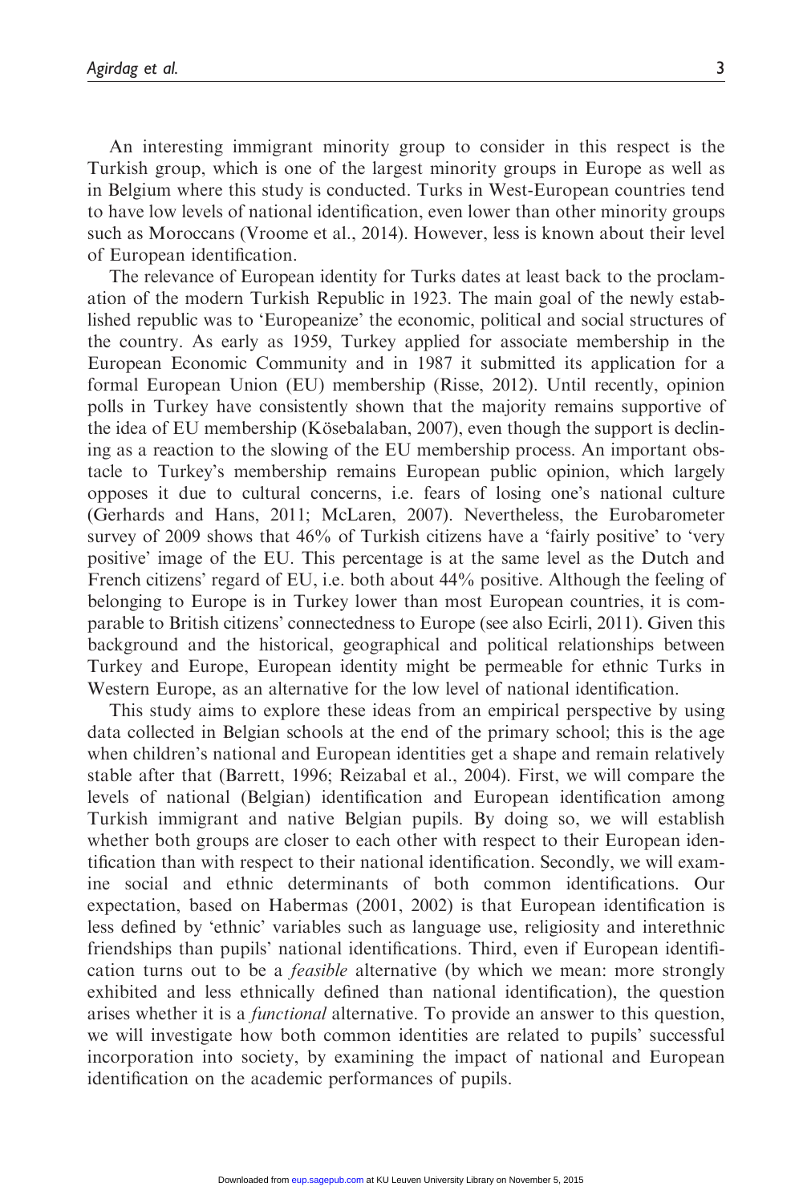An interesting immigrant minority group to consider in this respect is the Turkish group, which is one of the largest minority groups in Europe as well as in Belgium where this study is conducted. Turks in West-European countries tend to have low levels of national identification, even lower than other minority groups such as Moroccans (Vroome et al., 2014). However, less is known about their level of European identification.

The relevance of European identity for Turks dates at least back to the proclamation of the modern Turkish Republic in 1923. The main goal of the newly established republic was to 'Europeanize' the economic, political and social structures of the country. As early as 1959, Turkey applied for associate membership in the European Economic Community and in 1987 it submitted its application for a formal European Union (EU) membership (Risse, 2012). Until recently, opinion polls in Turkey have consistently shown that the majority remains supportive of the idea of EU membership (Kösebalaban, 2007), even though the support is declining as a reaction to the slowing of the EU membership process. An important obstacle to Turkey's membership remains European public opinion, which largely opposes it due to cultural concerns, i.e. fears of losing one's national culture (Gerhards and Hans, 2011; McLaren, 2007). Nevertheless, the Eurobarometer survey of 2009 shows that 46% of Turkish citizens have a 'fairly positive' to 'very positive' image of the EU. This percentage is at the same level as the Dutch and French citizens' regard of EU, i.e. both about 44% positive. Although the feeling of belonging to Europe is in Turkey lower than most European countries, it is comparable to British citizens' connectedness to Europe (see also Ecirli, 2011). Given this background and the historical, geographical and political relationships between Turkey and Europe, European identity might be permeable for ethnic Turks in Western Europe, as an alternative for the low level of national identification.

This study aims to explore these ideas from an empirical perspective by using data collected in Belgian schools at the end of the primary school; this is the age when children's national and European identities get a shape and remain relatively stable after that (Barrett, 1996; Reizabal et al., 2004). First, we will compare the levels of national (Belgian) identification and European identification among Turkish immigrant and native Belgian pupils. By doing so, we will establish whether both groups are closer to each other with respect to their European identification than with respect to their national identification. Secondly, we will examine social and ethnic determinants of both common identifications. Our expectation, based on Habermas (2001, 2002) is that European identification is less defined by 'ethnic' variables such as language use, religiosity and interethnic friendships than pupils' national identifications. Third, even if European identification turns out to be a *feasible* alternative (by which we mean: more strongly exhibited and less ethnically defined than national identification), the question arises whether it is a *functional* alternative. To provide an answer to this question, we will investigate how both common identities are related to pupils' successful incorporation into society, by examining the impact of national and European identification on the academic performances of pupils.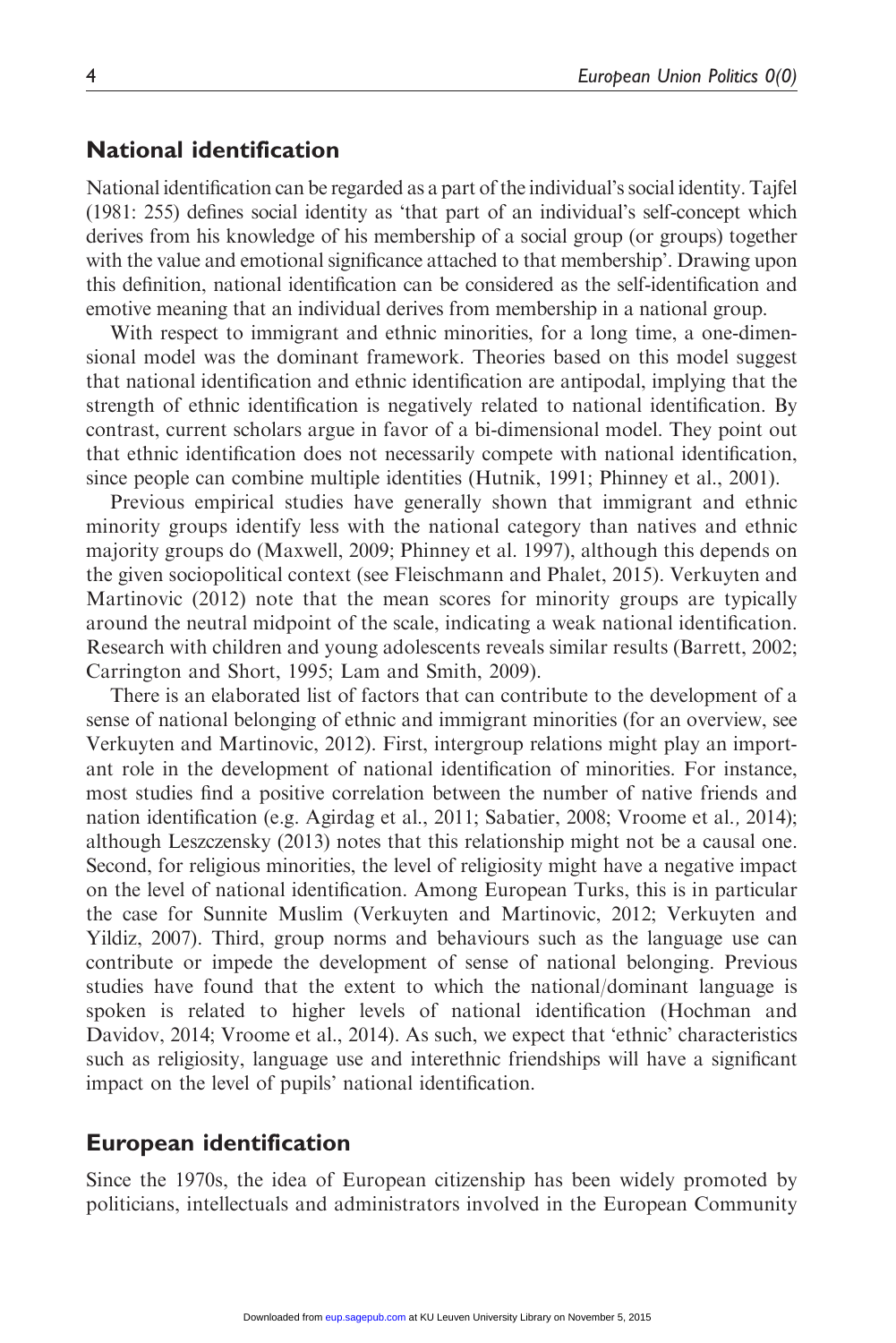## National identification

National identification can be regarded as a part of the individual's social identity. Tajfel (1981: 255) defines social identity as 'that part of an individual's self-concept which derives from his knowledge of his membership of a social group (or groups) together with the value and emotional significance attached to that membership'. Drawing upon this definition, national identification can be considered as the self-identification and emotive meaning that an individual derives from membership in a national group.

With respect to immigrant and ethnic minorities, for a long time, a one-dimensional model was the dominant framework. Theories based on this model suggest that national identification and ethnic identification are antipodal, implying that the strength of ethnic identification is negatively related to national identification. By contrast, current scholars argue in favor of a bi-dimensional model. They point out that ethnic identification does not necessarily compete with national identification, since people can combine multiple identities (Hutnik, 1991; Phinney et al., 2001).

Previous empirical studies have generally shown that immigrant and ethnic minority groups identify less with the national category than natives and ethnic majority groups do (Maxwell, 2009; Phinney et al. 1997), although this depends on the given sociopolitical context (see Fleischmann and Phalet, 2015). Verkuyten and Martinovic (2012) note that the mean scores for minority groups are typically around the neutral midpoint of the scale, indicating a weak national identification. Research with children and young adolescents reveals similar results (Barrett, 2002; Carrington and Short, 1995; Lam and Smith, 2009).

There is an elaborated list of factors that can contribute to the development of a sense of national belonging of ethnic and immigrant minorities (for an overview, see Verkuyten and Martinovic, 2012). First, intergroup relations might play an important role in the development of national identification of minorities. For instance, most studies find a positive correlation between the number of native friends and nation identification (e.g. Agirdag et al., 2011; Sabatier, 2008; Vroome et al., 2014); although Leszczensky (2013) notes that this relationship might not be a causal one. Second, for religious minorities, the level of religiosity might have a negative impact on the level of national identification. Among European Turks, this is in particular the case for Sunnite Muslim (Verkuyten and Martinovic, 2012; Verkuyten and Yildiz, 2007). Third, group norms and behaviours such as the language use can contribute or impede the development of sense of national belonging. Previous studies have found that the extent to which the national/dominant language is spoken is related to higher levels of national identification (Hochman and Davidov, 2014; Vroome et al., 2014). As such, we expect that 'ethnic' characteristics such as religiosity, language use and interethnic friendships will have a significant impact on the level of pupils' national identification.

## European identification

Since the 1970s, the idea of European citizenship has been widely promoted by politicians, intellectuals and administrators involved in the European Community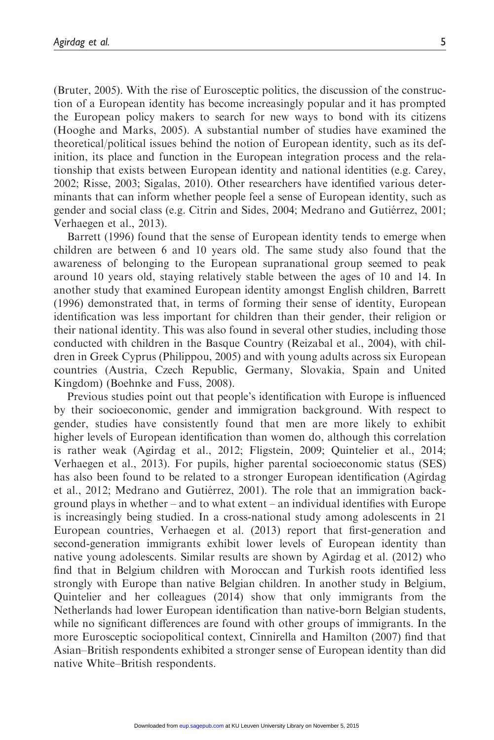(Bruter, 2005). With the rise of Eurosceptic politics, the discussion of the construction of a European identity has become increasingly popular and it has prompted the European policy makers to search for new ways to bond with its citizens (Hooghe and Marks, 2005). A substantial number of studies have examined the theoretical/political issues behind the notion of European identity, such as its definition, its place and function in the European integration process and the relationship that exists between European identity and national identities (e.g. Carey, 2002; Risse, 2003; Sigalas, 2010). Other researchers have identified various determinants that can inform whether people feel a sense of European identity, such as gender and social class (e.g. Citrin and Sides, 2004; Medrano and Gutiérrez, 2001; Verhaegen et al., 2013).

Barrett (1996) found that the sense of European identity tends to emerge when children are between 6 and 10 years old. The same study also found that the awareness of belonging to the European supranational group seemed to peak around 10 years old, staying relatively stable between the ages of 10 and 14. In another study that examined European identity amongst English children, Barrett (1996) demonstrated that, in terms of forming their sense of identity, European identification was less important for children than their gender, their religion or their national identity. This was also found in several other studies, including those conducted with children in the Basque Country (Reizabal et al., 2004), with children in Greek Cyprus (Philippou, 2005) and with young adults across six European countries (Austria, Czech Republic, Germany, Slovakia, Spain and United Kingdom) (Boehnke and Fuss, 2008).

Previous studies point out that people's identification with Europe is influenced by their socioeconomic, gender and immigration background. With respect to gender, studies have consistently found that men are more likely to exhibit higher levels of European identification than women do, although this correlation is rather weak (Agirdag et al., 2012; Fligstein, 2009; Quintelier et al., 2014; Verhaegen et al., 2013). For pupils, higher parental socioeconomic status (SES) has also been found to be related to a stronger European identification (Agirdag et al., 2012; Medrano and Gutiérrez, 2001). The role that an immigration background plays in whether – and to what extent – an individual identifies with Europe is increasingly being studied. In a cross-national study among adolescents in 21 European countries, Verhaegen et al. (2013) report that first-generation and second-generation immigrants exhibit lower levels of European identity than native young adolescents. Similar results are shown by Agirdag et al. (2012) who find that in Belgium children with Moroccan and Turkish roots identified less strongly with Europe than native Belgian children. In another study in Belgium, Quintelier and her colleagues (2014) show that only immigrants from the Netherlands had lower European identification than native-born Belgian students, while no significant differences are found with other groups of immigrants. In the more Eurosceptic sociopolitical context, Cinnirella and Hamilton (2007) find that Asian–British respondents exhibited a stronger sense of European identity than did native White–British respondents.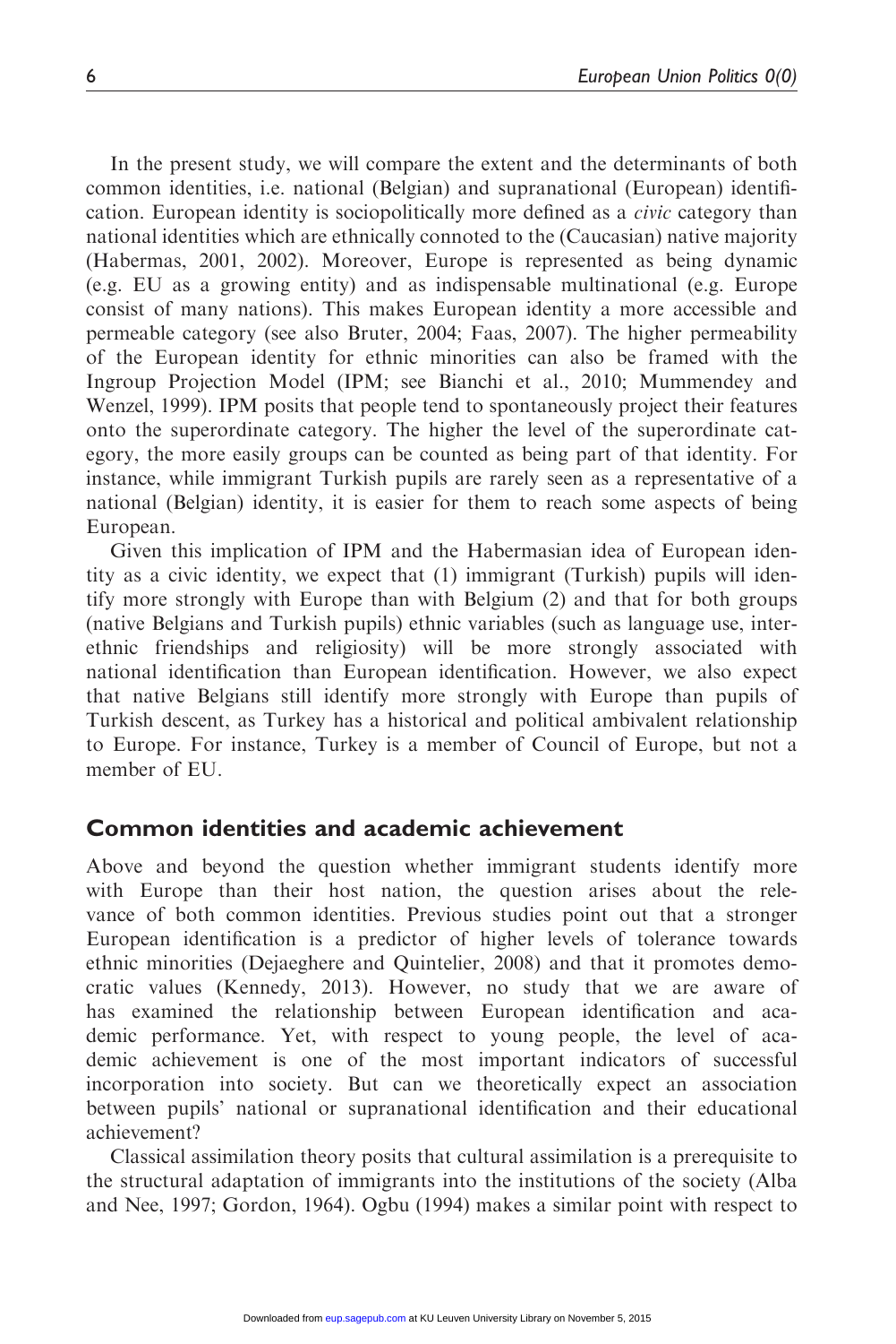In the present study, we will compare the extent and the determinants of both common identities, i.e. national (Belgian) and supranational (European) identification. European identity is sociopolitically more defined as a *civic* category than national identities which are ethnically connoted to the (Caucasian) native majority (Habermas, 2001, 2002). Moreover, Europe is represented as being dynamic (e.g. EU as a growing entity) and as indispensable multinational (e.g. Europe consist of many nations). This makes European identity a more accessible and permeable category (see also Bruter, 2004; Faas, 2007). The higher permeability of the European identity for ethnic minorities can also be framed with the Ingroup Projection Model (IPM; see Bianchi et al., 2010; Mummendey and Wenzel, 1999). IPM posits that people tend to spontaneously project their features onto the superordinate category. The higher the level of the superordinate category, the more easily groups can be counted as being part of that identity. For instance, while immigrant Turkish pupils are rarely seen as a representative of a national (Belgian) identity, it is easier for them to reach some aspects of being European.

Given this implication of IPM and the Habermasian idea of European identity as a civic identity, we expect that (1) immigrant (Turkish) pupils will identify more strongly with Europe than with Belgium (2) and that for both groups (native Belgians and Turkish pupils) ethnic variables (such as language use, interethnic friendships and religiosity) will be more strongly associated with national identification than European identification. However, we also expect that native Belgians still identify more strongly with Europe than pupils of Turkish descent, as Turkey has a historical and political ambivalent relationship to Europe. For instance, Turkey is a member of Council of Europe, but not a member of EU.

## Common identities and academic achievement

Above and beyond the question whether immigrant students identify more with Europe than their host nation, the question arises about the relevance of both common identities. Previous studies point out that a stronger European identification is a predictor of higher levels of tolerance towards ethnic minorities (Dejaeghere and Quintelier, 2008) and that it promotes democratic values (Kennedy, 2013). However, no study that we are aware of has examined the relationship between European identification and academic performance. Yet, with respect to young people, the level of academic achievement is one of the most important indicators of successful incorporation into society. But can we theoretically expect an association between pupils' national or supranational identification and their educational achievement?

Classical assimilation theory posits that cultural assimilation is a prerequisite to the structural adaptation of immigrants into the institutions of the society (Alba and Nee, 1997; Gordon, 1964). Ogbu (1994) makes a similar point with respect to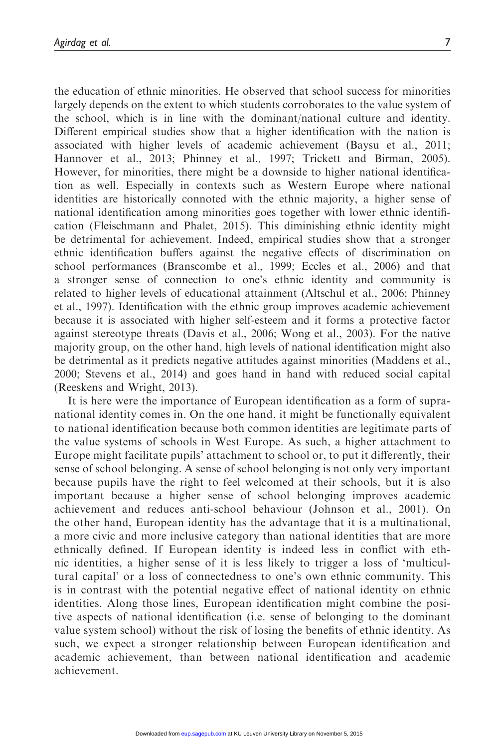the education of ethnic minorities. He observed that school success for minorities largely depends on the extent to which students corroborates to the value system of the school, which is in line with the dominant/national culture and identity. Different empirical studies show that a higher identification with the nation is associated with higher levels of academic achievement (Baysu et al., 2011; Hannover et al., 2013; Phinney et al., 1997; Trickett and Birman, 2005). However, for minorities, there might be a downside to higher national identification as well. Especially in contexts such as Western Europe where national identities are historically connoted with the ethnic majority, a higher sense of national identification among minorities goes together with lower ethnic identification (Fleischmann and Phalet, 2015). This diminishing ethnic identity might be detrimental for achievement. Indeed, empirical studies show that a stronger ethnic identification buffers against the negative effects of discrimination on school performances (Branscombe et al., 1999; Eccles et al., 2006) and that a stronger sense of connection to one's ethnic identity and community is related to higher levels of educational attainment (Altschul et al., 2006; Phinney et al., 1997). Identification with the ethnic group improves academic achievement because it is associated with higher self-esteem and it forms a protective factor against stereotype threats (Davis et al., 2006; Wong et al., 2003). For the native majority group, on the other hand, high levels of national identification might also be detrimental as it predicts negative attitudes against minorities (Maddens et al., 2000; Stevens et al., 2014) and goes hand in hand with reduced social capital (Reeskens and Wright, 2013).

It is here were the importance of European identification as a form of supranational identity comes in. On the one hand, it might be functionally equivalent to national identification because both common identities are legitimate parts of the value systems of schools in West Europe. As such, a higher attachment to Europe might facilitate pupils' attachment to school or, to put it differently, their sense of school belonging. A sense of school belonging is not only very important because pupils have the right to feel welcomed at their schools, but it is also important because a higher sense of school belonging improves academic achievement and reduces anti-school behaviour (Johnson et al., 2001). On the other hand, European identity has the advantage that it is a multinational, a more civic and more inclusive category than national identities that are more ethnically defined. If European identity is indeed less in conflict with ethnic identities, a higher sense of it is less likely to trigger a loss of 'multicultural capital' or a loss of connectedness to one's own ethnic community. This is in contrast with the potential negative effect of national identity on ethnic identities. Along those lines, European identification might combine the positive aspects of national identification (i.e. sense of belonging to the dominant value system school) without the risk of losing the benefits of ethnic identity. As such, we expect a stronger relationship between European identification and academic achievement, than between national identification and academic achievement.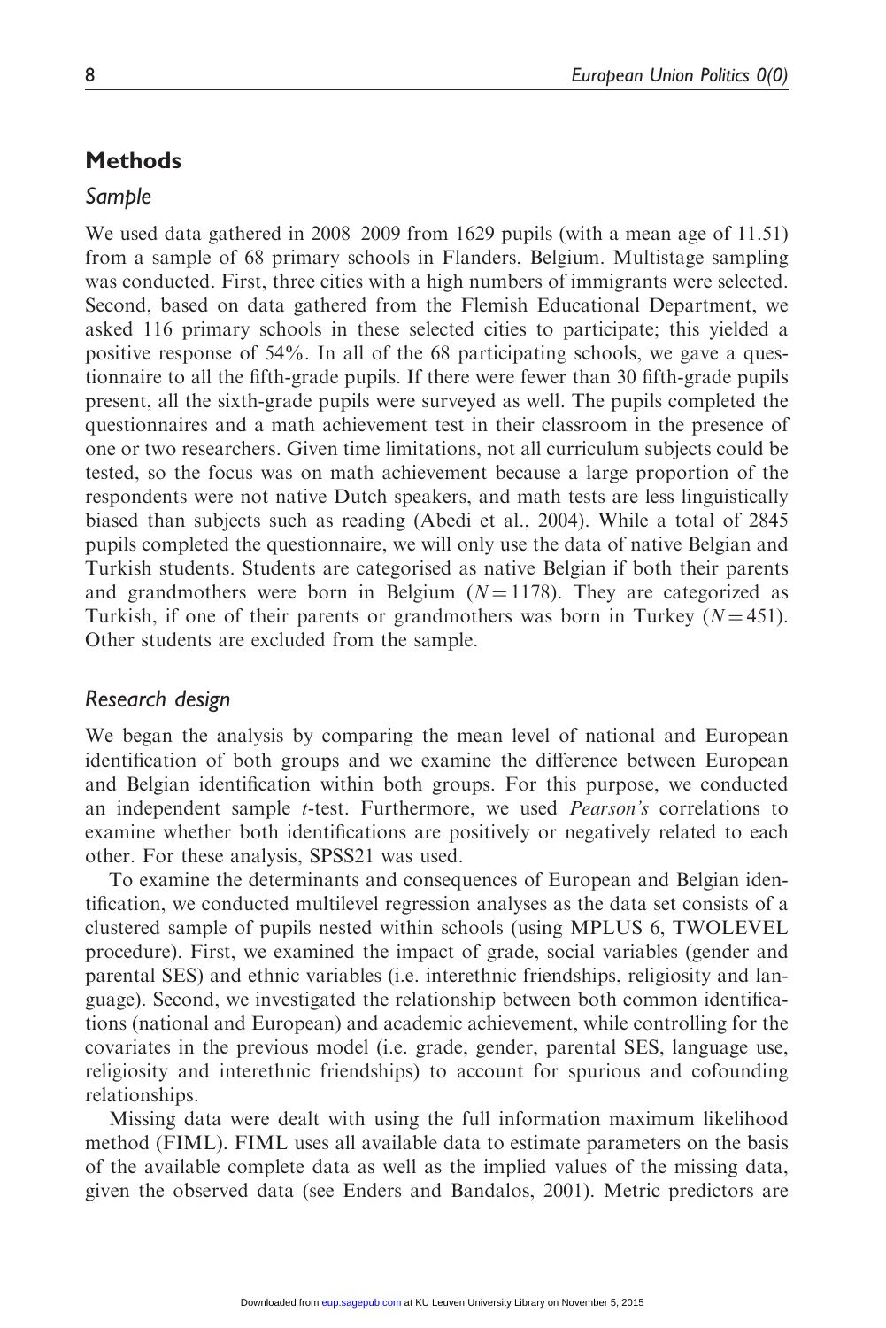## Methods

### Sample

We used data gathered in 2008–2009 from 1629 pupils (with a mean age of 11.51) from a sample of 68 primary schools in Flanders, Belgium. Multistage sampling was conducted. First, three cities with a high numbers of immigrants were selected. Second, based on data gathered from the Flemish Educational Department, we asked 116 primary schools in these selected cities to participate; this yielded a positive response of 54%. In all of the 68 participating schools, we gave a questionnaire to all the fifth-grade pupils. If there were fewer than 30 fifth-grade pupils present, all the sixth-grade pupils were surveyed as well. The pupils completed the questionnaires and a math achievement test in their classroom in the presence of one or two researchers. Given time limitations, not all curriculum subjects could be tested, so the focus was on math achievement because a large proportion of the respondents were not native Dutch speakers, and math tests are less linguistically biased than subjects such as reading (Abedi et al., 2004). While a total of 2845 pupils completed the questionnaire, we will only use the data of native Belgian and Turkish students. Students are categorised as native Belgian if both their parents and grandmothers were born in Belgium ($N = 1178$). They are categorized as Turkish, if one of their parents or grandmothers was born in Turkey ($N = 451$). Other students are excluded from the sample.

### Research design

We began the analysis by comparing the mean level of national and European identification of both groups and we examine the difference between European and Belgian identification within both groups. For this purpose, we conducted an independent sample *t*-test. Furthermore, we used *Pearson's* correlations to examine whether both identifications are positively or negatively related to each other. For these analysis, SPSS21 was used.

To examine the determinants and consequences of European and Belgian identification, we conducted multilevel regression analyses as the data set consists of a clustered sample of pupils nested within schools (using MPLUS 6, TWOLEVEL procedure). First, we examined the impact of grade, social variables (gender and parental SES) and ethnic variables (i.e. interethnic friendships, religiosity and language). Second, we investigated the relationship between both common identifications (national and European) and academic achievement, while controlling for the covariates in the previous model (i.e. grade, gender, parental SES, language use, religiosity and interethnic friendships) to account for spurious and cofounding relationships.

Missing data were dealt with using the full information maximum likelihood method (FIML). FIML uses all available data to estimate parameters on the basis of the available complete data as well as the implied values of the missing data, given the observed data (see Enders and Bandalos, 2001). Metric predictors are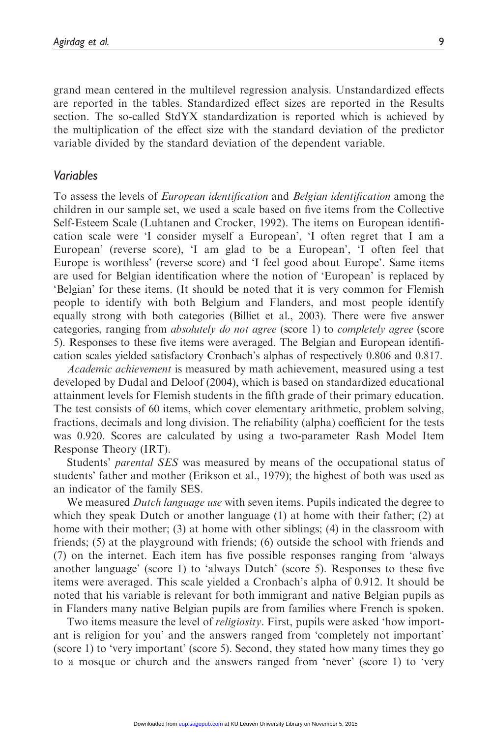grand mean centered in the multilevel regression analysis. Unstandardized effects are reported in the tables. Standardized effect sizes are reported in the Results section. The so-called StdYX standardization is reported which is achieved by the multiplication of the effect size with the standard deviation of the predictor variable divided by the standard deviation of the dependent variable.

### *Variables*

To assess the levels of *European identification* and *Belgian identification* among the children in our sample set, we used a scale based on five items from the Collective Self-Esteem Scale (Luhtanen and Crocker, 1992). The items on European identification scale were 'I consider myself a European', 'I often regret that I am a European' (reverse score), 'I am glad to be a European', 'I often feel that Europe is worthless' (reverse score) and 'I feel good about Europe'. Same items are used for Belgian identification where the notion of 'European' is replaced by 'Belgian' for these items. (It should be noted that it is very common for Flemish people to identify with both Belgium and Flanders, and most people identify equally strong with both categories (Billiet et al., 2003). There were five answer categories, ranging from *absolutely do not agree* (score 1) to *completely agree* (score 5). Responses to these five items were averaged. The Belgian and European identification scales yielded satisfactory Cronbach's alphas of respectively 0.806 and 0.817.

*Academic achievement* is measured by math achievement, measured using a test developed by Dudal and Deloof (2004), which is based on standardized educational attainment levels for Flemish students in the fifth grade of their primary education. The test consists of 60 items, which cover elementary arithmetic, problem solving, fractions, decimals and long division. The reliability (alpha) coefficient for the tests was 0.920. Scores are calculated by using a two-parameter Rash Model Item Response Theory (IRT).

Students' *parental SES* was measured by means of the occupational status of students' father and mother (Erikson et al., 1979); the highest of both was used as an indicator of the family SES.

We measured *Dutch language use* with seven items. Pupils indicated the degree to which they speak Dutch or another language (1) at home with their father; (2) at home with their mother; (3) at home with other siblings; (4) in the classroom with friends; (5) at the playground with friends; (6) outside the school with friends and (7) on the internet. Each item has five possible responses ranging from 'always another language' (score 1) to 'always Dutch' (score 5). Responses to these five items were averaged. This scale yielded a Cronbach's alpha of 0.912. It should be noted that his variable is relevant for both immigrant and native Belgian pupils as in Flanders many native Belgian pupils are from families where French is spoken.

Two items measure the level of *religiosity*. First, pupils were asked 'how important is religion for you' and the answers ranged from 'completely not important' (score 1) to 'very important' (score 5). Second, they stated how many times they go to a mosque or church and the answers ranged from 'never' (score 1) to 'very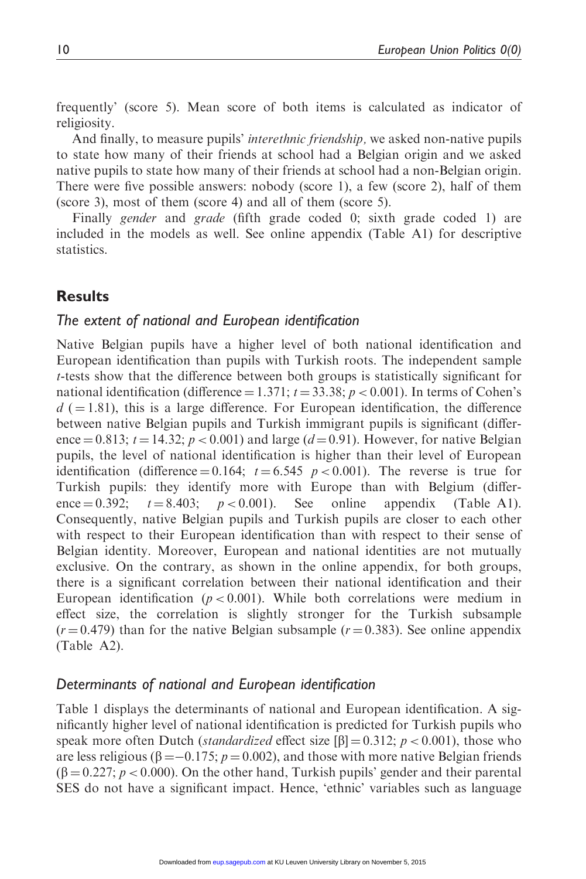frequently' (score 5). Mean score of both items is calculated as indicator of religiosity.

And finally, to measure pupils' *interethnic friendship,* we asked non-native pupils to state how many of their friends at school had a Belgian origin and we asked native pupils to state how many of their friends at school had a non-Belgian origin. There were five possible answers: nobody (score 1), a few (score 2), half of them (score 3), most of them (score 4) and all of them (score 5).

Finally *gender* and *grade* (fifth grade coded 0; sixth grade coded 1) are included in the models as well. See online appendix (Table A1) for descriptive statistics.

## Results

### The extent of national and European identification

Native Belgian pupils have a higher level of both national identification and European identification than pupils with Turkish roots. The independent sample $t$-tests show that the difference between both groups is statistically significant for national identification (difference = 1.371; $t = 33.38$; $p < 0.001$). In terms of Cohen's $d$ (= 1.81), this is a large difference. For European identification, the difference between native Belgian pupils and Turkish immigrant pupils is significant (difference = 0.813; $t = 14.32$; $p < 0.001$) and large ($d = 0.91$). However, for native Belgian pupils, the level of national identification is higher than their level of European identification (difference = 0.164; $t = 6.545$ $p < 0.001$). The reverse is true for Turkish pupils: they identify more with Europe than with Belgium (difference = 0.392; $t = 8.403$; $p < 0.001$). See online appendix (Table A1). Consequently, native Belgian pupils and Turkish pupils are closer to each other with respect to their European identification than with respect to their sense of Belgian identity. Moreover, European and national identities are not mutually exclusive. On the contrary, as shown in the online appendix, for both groups, there is a significant correlation between their national identification and their European identification ($p < 0.001$). While both correlations were medium in effect size, the correlation is slightly stronger for the Turkish subsample ($r = 0.479$) than for the native Belgian subsample ($r = 0.383$). See online appendix (Table A2).

### Determinants of national and European identification

Table 1 displays the determinants of national and European identification. A significantly higher level of national identification is predicted for Turkish pupils who speak more often Dutch (*standardized* effect size [β] = 0.312; $p < 0.001$), those who are less religious ($\beta = -0.175$; $p = 0.002$), and those with more native Belgian friends ($\beta = 0.227$; $p < 0.000$). On the other hand, Turkish pupils' gender and their parental SES do not have a significant impact. Hence, 'ethnic' variables such as language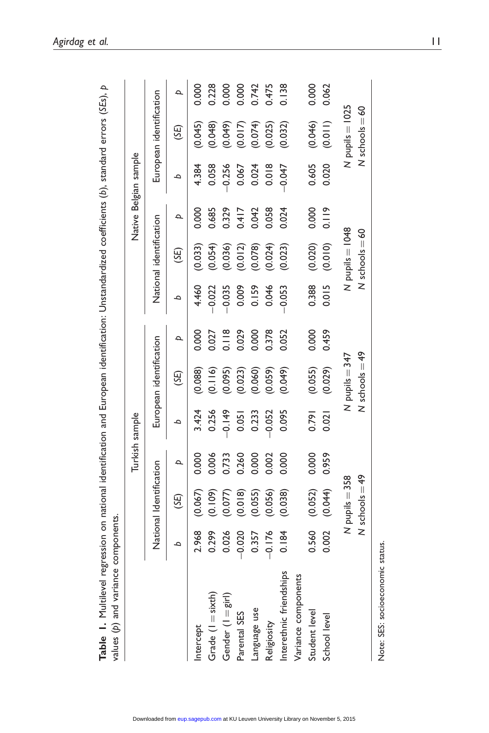**Table 1.** Multilevel regression on national identification and European identification: Unstandardized coefficients (*b*), standard errors (*SE*s), *p* values (*p*) and variance components.

| | Turkish sample | | | | | | Native Belgian sample | | | | | |
|---|---|---|---|---|---|---|---|---|---|---|---|---|
| | National Identification | | | European identification | | | National identification | | | European identification | | |
| | *b* | (*SE*) | *p* | *b* | (*SE*) | *p* | *b* | (*SE*) | *p* | *b* | (*SE*) | *p* |
| Intercept | 2.968 | (0.067) | 0.000 | 3.424 | (0.088) | 0.000 | 4.460 | (0.033) | 0.000 | 4.384 | (0.045) | 0.000 |
| Grade (1 = sixth) | 0.299 | (0.109) | 0.006 | 0.256 | (0.116) | 0.027 | −0.022 | (0.054) | 0.685 | 0.058 | (0.048) | 0.228 |
| Gender (1 = girl) | 0.026 | (0.077) | 0.733 | −0.149 | (0.095) | 0.118 | −0.035 | (0.036) | 0.329 | −0.256 | (0.049) | 0.000 |
| Parental SES | −0.020 | (0.018) | 0.260 | 0.051 | (0.023) | 0.029 | 0.009 | (0.012) | 0.417 | 0.067 | (0.017) | 0.000 |
| Language use | 0.357 | (0.055) | 0.000 | 0.233 | (0.060) | 0.000 | 0.159 | (0.078) | 0.042 | 0.024 | (0.074) | 0.742 |
| Religiosity | −0.176 | (0.056) | 0.002 | −0.052 | (0.059) | 0.378 | 0.046 | (0.024) | 0.058 | 0.018 | (0.025) | 0.475 |
| Interethnic friendships | 0.184 | (0.038) | 0.000 | 0.095 | (0.049) | 0.052 | −0.053 | (0.023) | 0.024 | −0.047 | (0.032) | 0.138 |
| Variance components | | | | | | | | | | | | |
| Student level | 0.560 | (0.052) | 0.000 | 0.791 | (0.055) | 0.000 | 0.388 | (0.020) | 0.000 | 0.605 | (0.046) | 0.000 |
| School level | 0.002 | (0.044) | 0.959 | 0.021 | (0.029) | 0.459 | 0.015 | (0.010) | 0.119 | 0.020 | (0.011) | 0.062 |
| | *N* pupils = 358 | | | *N* pupils = 347 | | | *N* pupils = 1048 | | | *N* pupils = 1025 | | |
| | *N* schools = 49 | | | *N* schools = 49 | | | *N* schools = 60 | | | *N* schools = 60 | | |

Note: SES: socioeconomic status.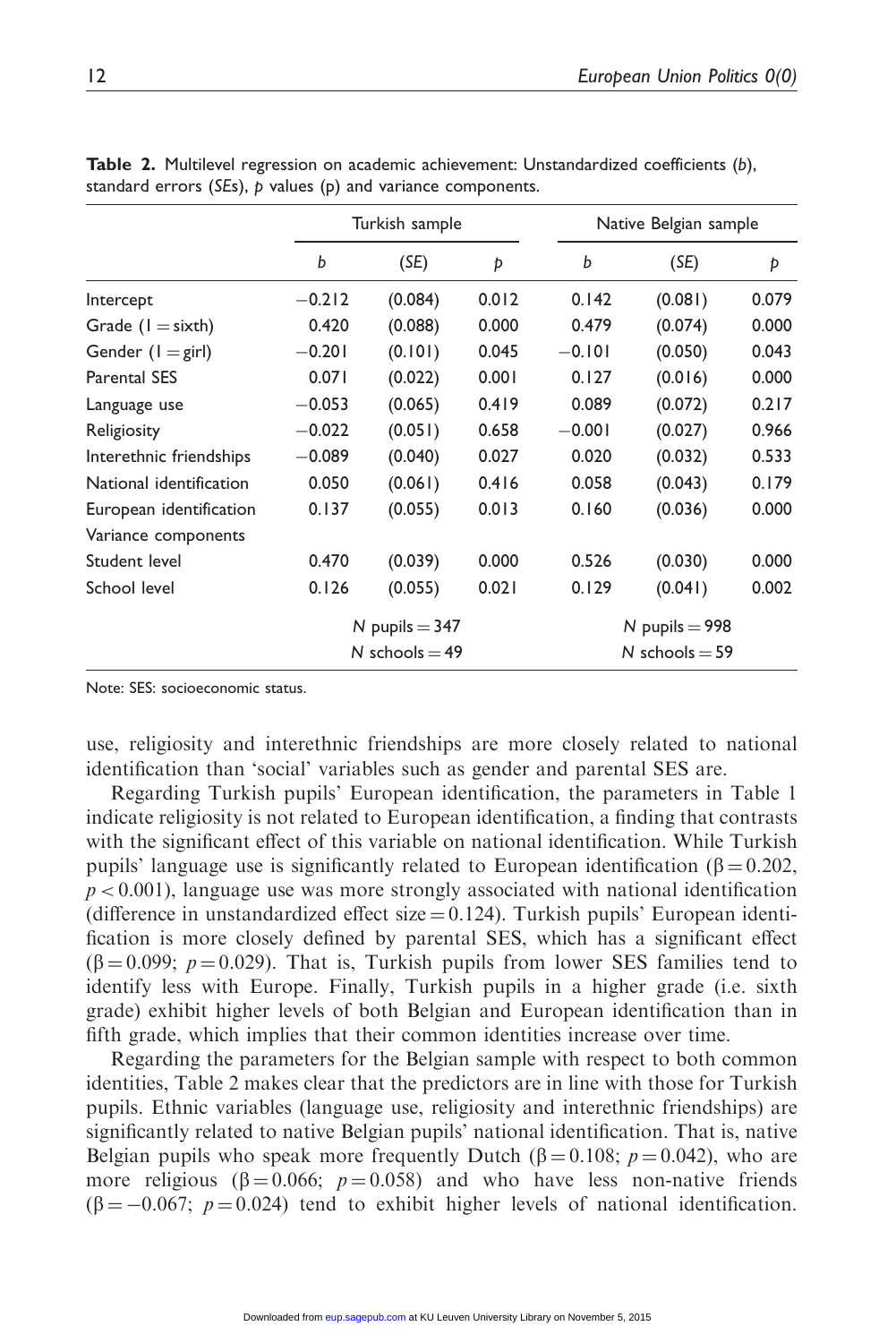**Table 2.** Multilevel regression on academic achievement: Unstandardized coefficients (*b*), standard errors (*SE*s), *p* values (p) and variance components.

| | Turkish sample | | | Native Belgian sample | | |
|---|---|---|---|---|---|---|
| | *b* | (*SE*) | *p* | *b* | (*SE*) | *p* |
| Intercept | −0.212 | (0.084) | 0.012 | 0.142 | (0.081) | 0.079 |
| Grade (1 = sixth) | 0.420 | (0.088) | 0.000 | 0.479 | (0.074) | 0.000 |
| Gender (1 = girl) | −0.201 | (0.101) | 0.045 | −0.101 | (0.050) | 0.043 |
| Parental SES | 0.071 | (0.022) | 0.001 | 0.127 | (0.016) | 0.000 |
| Language use | −0.053 | (0.065) | 0.419 | 0.089 | (0.072) | 0.217 |
| Religiosity | −0.022 | (0.051) | 0.658 | −0.001 | (0.027) | 0.966 |
| Interethnic friendships | −0.089 | (0.040) | 0.027 | 0.020 | (0.032) | 0.533 |
| National identification | 0.050 | (0.061) | 0.416 | 0.058 | (0.043) | 0.179 |
| European identification | 0.137 | (0.055) | 0.013 | 0.160 | (0.036) | 0.000 |
| Variance components | | | | | | |
| Student level | 0.470 | (0.039) | 0.000 | 0.526 | (0.030) | 0.000 |
| School level | 0.126 | (0.055) | 0.021 | 0.129 | (0.041) | 0.002 |
| | *N* pupils = 347 | | | *N* pupils = 998 | | |
| | *N* schools = 49 | | | *N* schools = 59 | | |

Note: SES: socioeconomic status.

use, religiosity and interethnic friendships are more closely related to national identification than 'social' variables such as gender and parental SES are.

Regarding Turkish pupils' European identification, the parameters in Table 1 indicate religiosity is not related to European identification, a finding that contrasts with the significant effect of this variable on national identification. While Turkish pupils' language use is significantly related to European identification ($\beta = 0.202$, $p < 0.001$), language use was more strongly associated with national identification (difference in unstandardized effect size = 0.124). Turkish pupils' European identification is more closely defined by parental SES, which has a significant effect ($\beta = 0.099$; $p = 0.029$). That is, Turkish pupils from lower SES families tend to identify less with Europe. Finally, Turkish pupils in a higher grade (i.e. sixth grade) exhibit higher levels of both Belgian and European identification than in fifth grade, which implies that their common identities increase over time.

Regarding the parameters for the Belgian sample with respect to both common identities, Table 2 makes clear that the predictors are in line with those for Turkish pupils. Ethnic variables (language use, religiosity and interethnic friendships) are significantly related to native Belgian pupils' national identification. That is, native Belgian pupils who speak more frequently Dutch ($\beta = 0.108$; $p = 0.042$), who are more religious ($\beta = 0.066$; $p = 0.058$) and who have less non-native friends ($\beta = -0.067$; $p = 0.024$) tend to exhibit higher levels of national identification.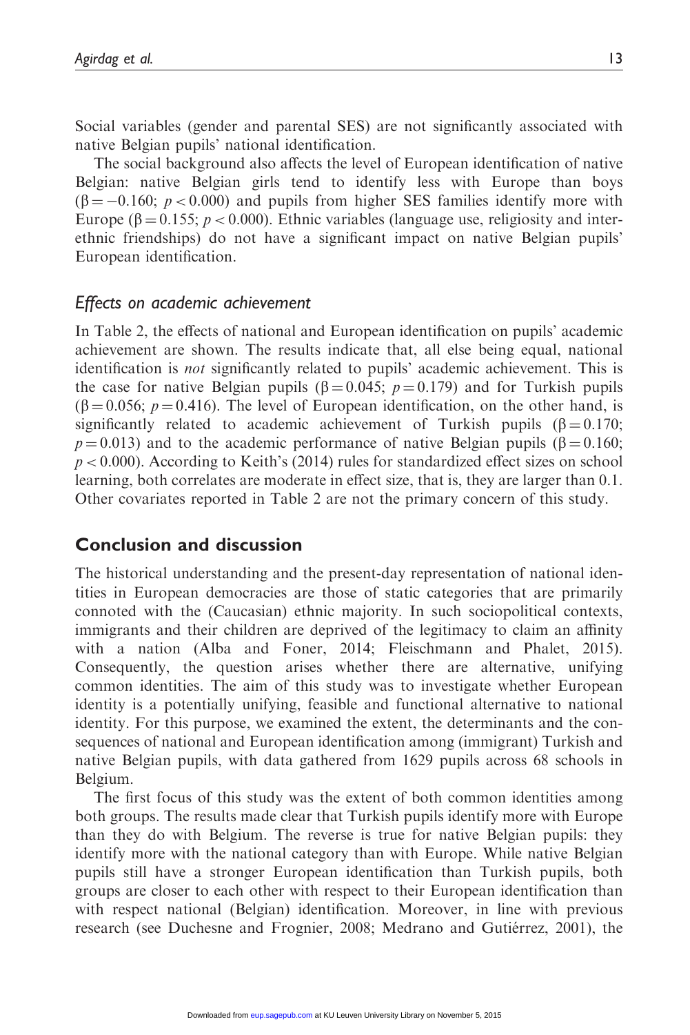Social variables (gender and parental SES) are not significantly associated with native Belgian pupils' national identification.

The social background also affects the level of European identification of native Belgian: native Belgian girls tend to identify less with Europe than boys ($\beta = -0.160$; $p < 0.000$) and pupils from higher SES families identify more with Europe ($\beta = 0.155$; $p < 0.000$). Ethnic variables (language use, religiosity and interethnic friendships) do not have a significant impact on native Belgian pupils' European identification.

### *Effects on academic achievement*

In Table 2, the effects of national and European identification on pupils' academic achievement are shown. The results indicate that, all else being equal, national identification is *not* significantly related to pupils' academic achievement. This is the case for native Belgian pupils ($\beta = 0.045$; $p = 0.179$) and for Turkish pupils ($\beta = 0.056$; $p = 0.416$). The level of European identification, on the other hand, is significantly related to academic achievement of Turkish pupils ($\beta = 0.170$; $p = 0.013$) and to the academic performance of native Belgian pupils ($\beta = 0.160$; $p < 0.000$). According to Keith's (2014) rules for standardized effect sizes on school learning, both correlates are moderate in effect size, that is, they are larger than 0.1. Other covariates reported in Table 2 are not the primary concern of this study.

## Conclusion and discussion

The historical understanding and the present-day representation of national identities in European democracies are those of static categories that are primarily connoted with the (Caucasian) ethnic majority. In such sociopolitical contexts, immigrants and their children are deprived of the legitimacy to claim an affinity with a nation (Alba and Foner, 2014; Fleischmann and Phalet, 2015). Consequently, the question arises whether there are alternative, unifying common identities. The aim of this study was to investigate whether European identity is a potentially unifying, feasible and functional alternative to national identity. For this purpose, we examined the extent, the determinants and the consequences of national and European identification among (immigrant) Turkish and native Belgian pupils, with data gathered from 1629 pupils across 68 schools in Belgium.

The first focus of this study was the extent of both common identities among both groups. The results made clear that Turkish pupils identify more with Europe than they do with Belgium. The reverse is true for native Belgian pupils: they identify more with the national category than with Europe. While native Belgian pupils still have a stronger European identification than Turkish pupils, both groups are closer to each other with respect to their European identification than with respect national (Belgian) identification. Moreover, in line with previous research (see Duchesne and Frognier, 2008; Medrano and Gutiérrez, 2001), the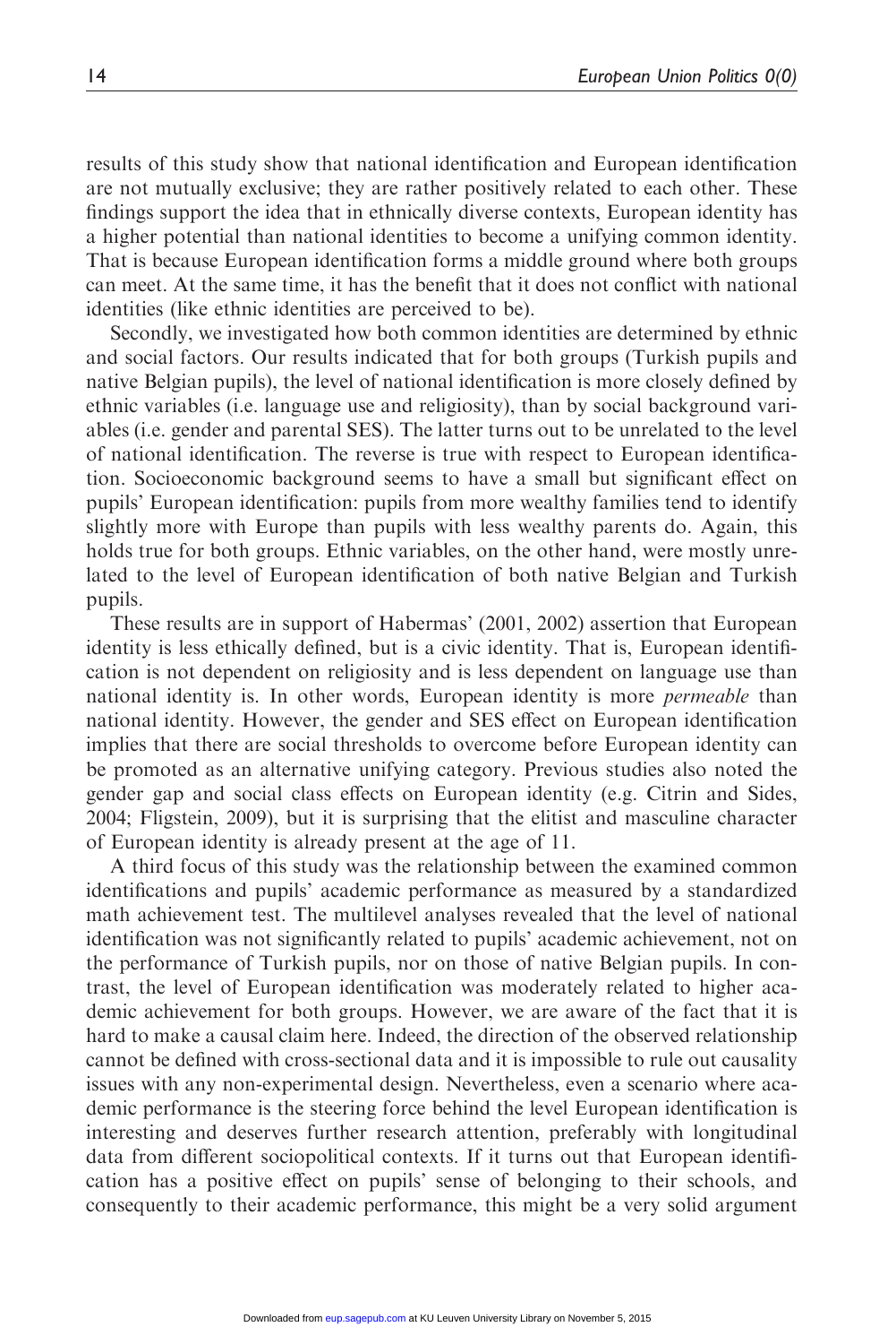results of this study show that national identification and European identification are not mutually exclusive; they are rather positively related to each other. These findings support the idea that in ethnically diverse contexts, European identity has a higher potential than national identities to become a unifying common identity. That is because European identification forms a middle ground where both groups can meet. At the same time, it has the benefit that it does not conflict with national identities (like ethnic identities are perceived to be).

Secondly, we investigated how both common identities are determined by ethnic and social factors. Our results indicated that for both groups (Turkish pupils and native Belgian pupils), the level of national identification is more closely defined by ethnic variables (i.e. language use and religiosity), than by social background variables (i.e. gender and parental SES). The latter turns out to be unrelated to the level of national identification. The reverse is true with respect to European identification. Socioeconomic background seems to have a small but significant effect on pupils' European identification: pupils from more wealthy families tend to identify slightly more with Europe than pupils with less wealthy parents do. Again, this holds true for both groups. Ethnic variables, on the other hand, were mostly unrelated to the level of European identification of both native Belgian and Turkish pupils.

These results are in support of Habermas' (2001, 2002) assertion that European identity is less ethically defined, but is a civic identity. That is, European identification is not dependent on religiosity and is less dependent on language use than national identity is. In other words, European identity is more *permeable* than national identity. However, the gender and SES effect on European identification implies that there are social thresholds to overcome before European identity can be promoted as an alternative unifying category. Previous studies also noted the gender gap and social class effects on European identity (e.g. Citrin and Sides, 2004; Fligstein, 2009), but it is surprising that the elitist and masculine character of European identity is already present at the age of 11.

A third focus of this study was the relationship between the examined common identifications and pupils' academic performance as measured by a standardized math achievement test. The multilevel analyses revealed that the level of national identification was not significantly related to pupils' academic achievement, not on the performance of Turkish pupils, nor on those of native Belgian pupils. In contrast, the level of European identification was moderately related to higher academic achievement for both groups. However, we are aware of the fact that it is hard to make a causal claim here. Indeed, the direction of the observed relationship cannot be defined with cross-sectional data and it is impossible to rule out causality issues with any non-experimental design. Nevertheless, even a scenario where academic performance is the steering force behind the level European identification is interesting and deserves further research attention, preferably with longitudinal data from different sociopolitical contexts. If it turns out that European identification has a positive effect on pupils' sense of belonging to their schools, and consequently to their academic performance, this might be a very solid argument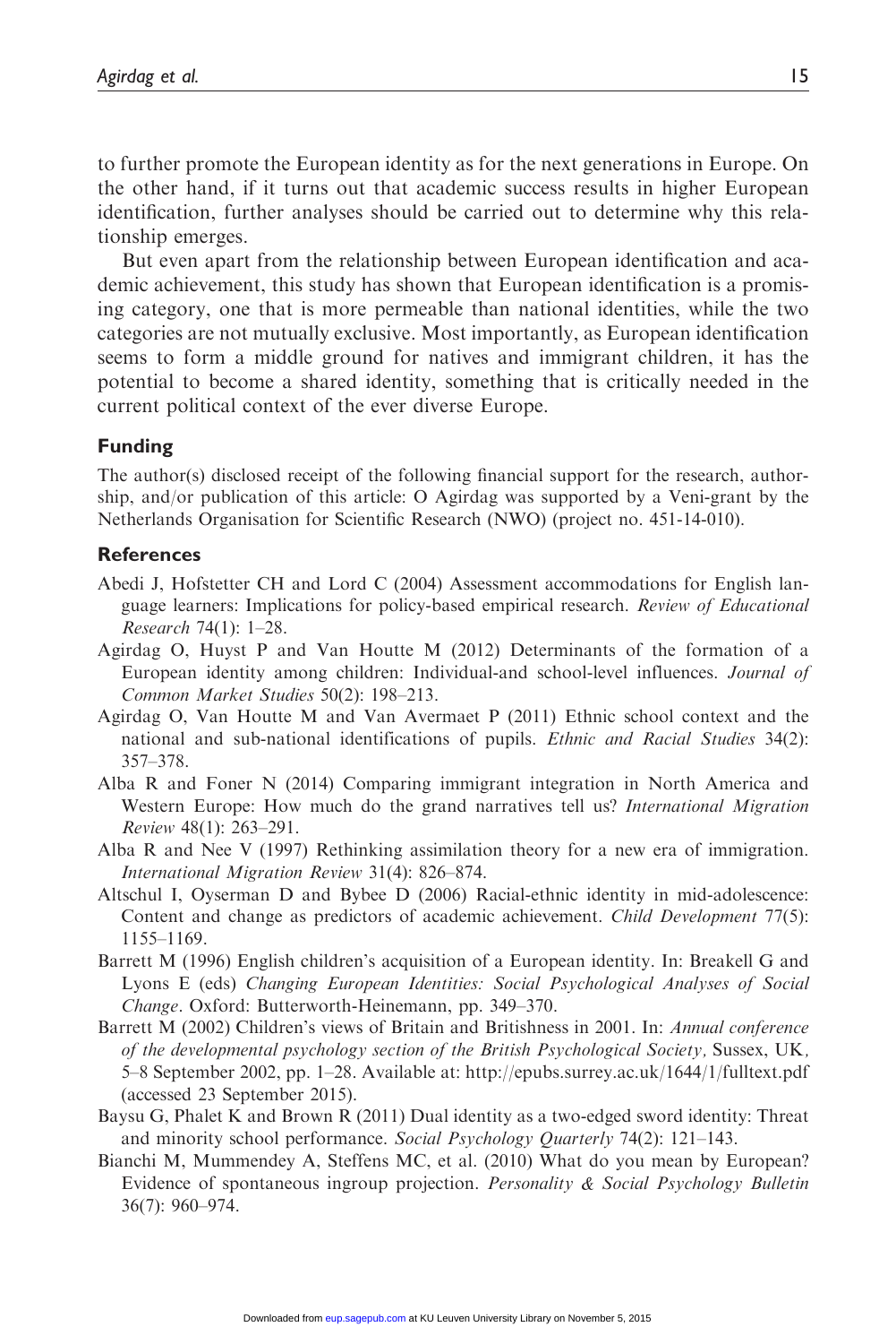to further promote the European identity as for the next generations in Europe. On the other hand, if it turns out that academic success results in higher European identification, further analyses should be carried out to determine why this relationship emerges.

But even apart from the relationship between European identification and academic achievement, this study has shown that European identification is a promising category, one that is more permeable than national identities, while the two categories are not mutually exclusive. Most importantly, as European identification seems to form a middle ground for natives and immigrant children, it has the potential to become a shared identity, something that is critically needed in the current political context of the ever diverse Europe.

## Funding

The author(s) disclosed receipt of the following financial support for the research, authorship, and/or publication of this article: O Agirdag was supported by a Veni-grant by the Netherlands Organisation for Scientific Research (NWO) (project no. 451-14-010).

## References

Abedi J, Hofstetter CH and Lord C (2004) Assessment accommodations for English language learners: Implications for policy-based empirical research. *Review of Educational Research* 74(1): 1–28.

Agirdag O, Huyst P and Van Houtte M (2012) Determinants of the formation of a European identity among children: Individual-and school-level influences. *Journal of Common Market Studies* 50(2): 198–213.

Agirdag O, Van Houtte M and Van Avermaet P (2011) Ethnic school context and the national and sub-national identifications of pupils. *Ethnic and Racial Studies* 34(2): 357–378.

Alba R and Foner N (2014) Comparing immigrant integration in North America and Western Europe: How much do the grand narratives tell us? *International Migration Review* 48(1): 263–291.

Alba R and Nee V (1997) Rethinking assimilation theory for a new era of immigration. *International Migration Review* 31(4): 826–874.

Altschul I, Oyserman D and Bybee D (2006) Racial-ethnic identity in mid-adolescence: Content and change as predictors of academic achievement. *Child Development* 77(5): 1155–1169.

Barrett M (1996) English children's acquisition of a European identity. In: Breakell G and Lyons E (eds) *Changing European Identities: Social Psychological Analyses of Social Change*. Oxford: Butterworth-Heinemann, pp. 349–370.

Barrett M (2002) Children's views of Britain and Britishness in 2001. In: *Annual conference of the developmental psychology section of the British Psychological Society*, Sussex, UK, 5–8 September 2002, pp. 1–28. Available at: http://epubs.surrey.ac.uk/1644/1/fulltext.pdf (accessed 23 September 2015).

Baysu G, Phalet K and Brown R (2011) Dual identity as a two-edged sword identity: Threat and minority school performance. *Social Psychology Quarterly* 74(2): 121–143.

Bianchi M, Mummendey A, Steffens MC, et al. (2010) What do you mean by European? Evidence of spontaneous ingroup projection. *Personality & Social Psychology Bulletin* 36(7): 960–974.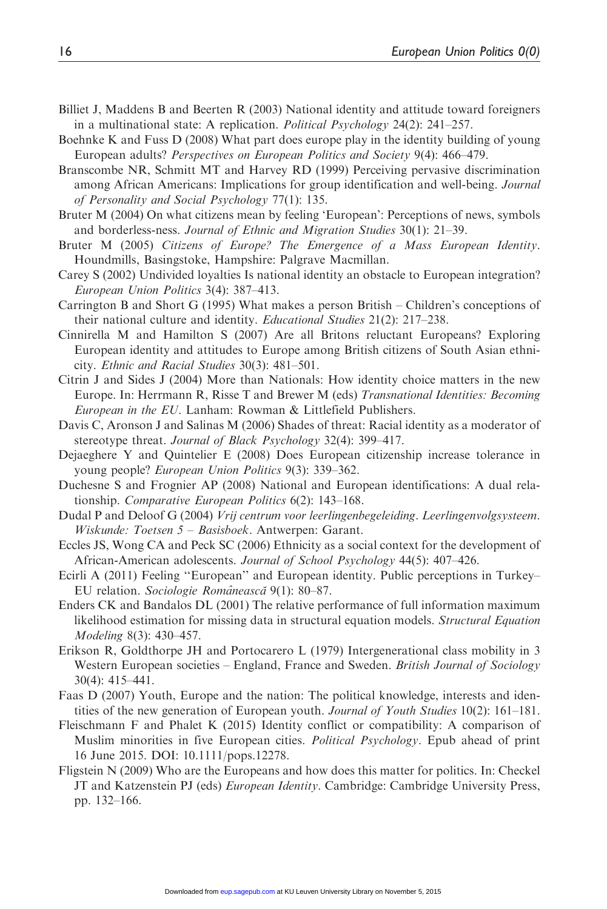Billiet J, Maddens B and Beerten R (2003) National identity and attitude toward foreigners in a multinational state: A replication. *Political Psychology* 24(2): 241–257.

Boehnke K and Fuss D (2008) What part does europe play in the identity building of young European adults? *Perspectives on European Politics and Society* 9(4): 466–479.

Branscombe NR, Schmitt MT and Harvey RD (1999) Perceiving pervasive discrimination among African Americans: Implications for group identification and well-being. *Journal of Personality and Social Psychology* 77(1): 135.

Bruter M (2004) On what citizens mean by feeling 'European': Perceptions of news, symbols and borderless-ness. *Journal of Ethnic and Migration Studies* 30(1): 21–39.

Bruter M (2005) *Citizens of Europe? The Emergence of a Mass European Identity*. Houndmills, Basingstoke, Hampshire: Palgrave Macmillan.

Carey S (2002) Undivided loyalties Is national identity an obstacle to European integration? *European Union Politics* 3(4): 387–413.

Carrington B and Short G (1995) What makes a person British – Children's conceptions of their national culture and identity. *Educational Studies* 21(2): 217–238.

Cinnirella M and Hamilton S (2007) Are all Britons reluctant Europeans? Exploring European identity and attitudes to Europe among British citizens of South Asian ethnicity. *Ethnic and Racial Studies* 30(3): 481–501.

Citrin J and Sides J (2004) More than Nationals: How identity choice matters in the new Europe. In: Herrmann R, Risse T and Brewer M (eds) *Transnational Identities: Becoming European in the EU*. Lanham: Rowman & Littlefield Publishers.

Davis C, Aronson J and Salinas M (2006) Shades of threat: Racial identity as a moderator of stereotype threat. *Journal of Black Psychology* 32(4): 399–417.

Dejaeghere Y and Quintelier E (2008) Does European citizenship increase tolerance in young people? *European Union Politics* 9(3): 339–362.

Duchesne S and Frognier AP (2008) National and European identifications: A dual relationship. *Comparative European Politics* 6(2): 143–168.

Dudal P and Deloof G (2004) *Vrij centrum voor leerlingenbegeleiding. Leerlingenvolgsysteem. Wiskunde: Toetsen 5 – Basisboek*. Antwerpen: Garant.

Eccles JS, Wong CA and Peck SC (2006) Ethnicity as a social context for the development of African-American adolescents. *Journal of School Psychology* 44(5): 407–426.

Ecirli A (2011) Feeling "European" and European identity. Public perceptions in Turkey–EU relation. *Sociologie Românească* 9(1): 80–87.

Enders CK and Bandalos DL (2001) The relative performance of full information maximum likelihood estimation for missing data in structural equation models. *Structural Equation Modeling* 8(3): 430–457.

Erikson R, Goldthorpe JH and Portocarero L (1979) Intergenerational class mobility in 3 Western European societies – England, France and Sweden. *British Journal of Sociology* 30(4): 415–441.

Faas D (2007) Youth, Europe and the nation: The political knowledge, interests and identities of the new generation of European youth. *Journal of Youth Studies* 10(2): 161–181.

Fleischmann F and Phalet K (2015) Identity conflict or compatibility: A comparison of Muslim minorities in five European cities. *Political Psychology*. Epub ahead of print 16 June 2015. DOI: 10.1111/pops.12278.

Fligstein N (2009) Who are the Europeans and how does this matter for politics. In: Checkel JT and Katzenstein PJ (eds) *European Identity*. Cambridge: Cambridge University Press, pp. 132–166.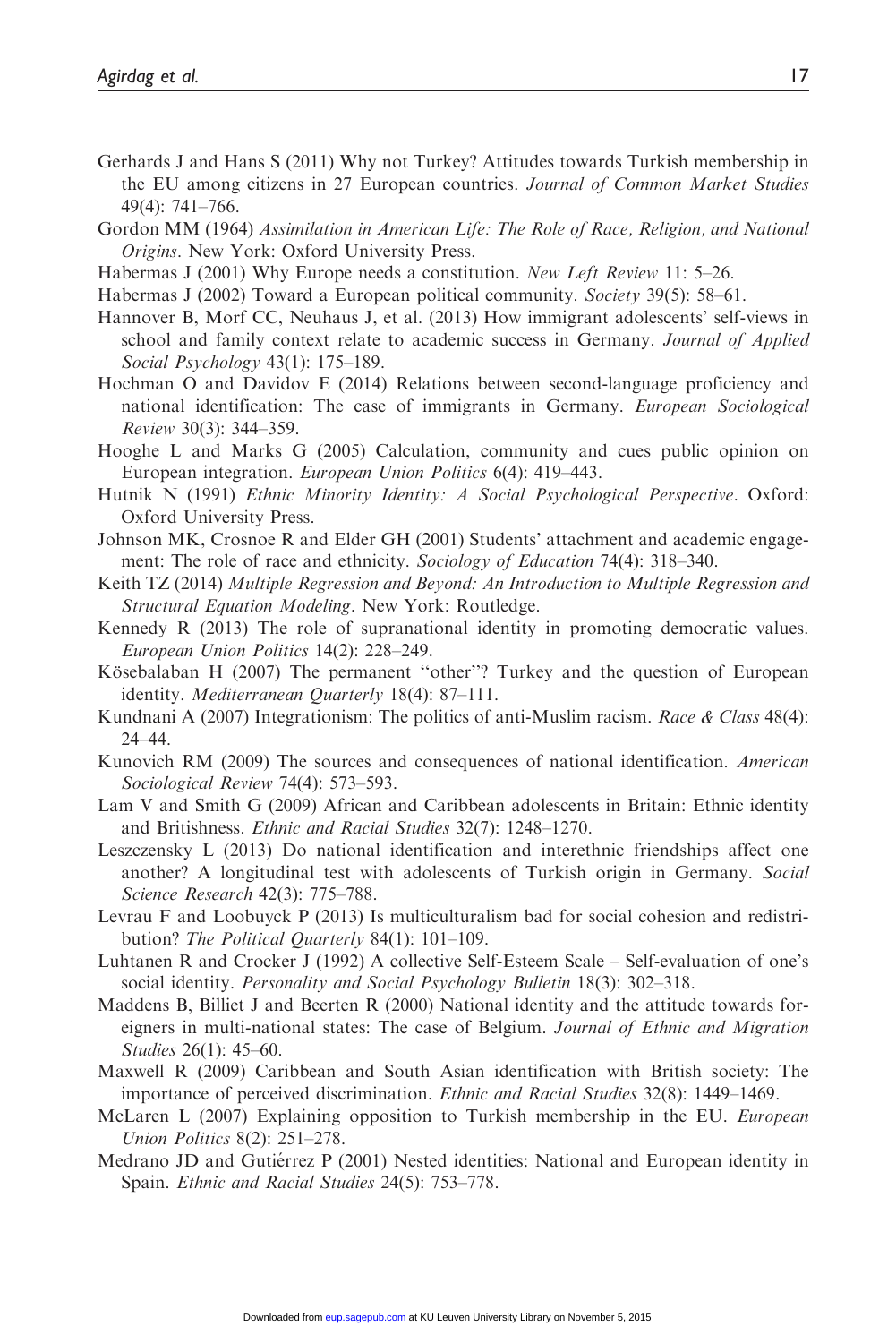Gerhards J and Hans S (2011) Why not Turkey? Attitudes towards Turkish membership in the EU among citizens in 27 European countries. *Journal of Common Market Studies* 49(4): 741–766.

Gordon MM (1964) *Assimilation in American Life: The Role of Race, Religion, and National Origins*. New York: Oxford University Press.

Habermas J (2001) Why Europe needs a constitution. *New Left Review* 11: 5–26.

Habermas J (2002) Toward a European political community. *Society* 39(5): 58–61.

Hannover B, Morf CC, Neuhaus J, et al. (2013) How immigrant adolescents' self-views in school and family context relate to academic success in Germany. *Journal of Applied Social Psychology* 43(1): 175–189.

Hochman O and Davidov E (2014) Relations between second-language proficiency and national identification: The case of immigrants in Germany. *European Sociological Review* 30(3): 344–359.

Hooghe L and Marks G (2005) Calculation, community and cues public opinion on European integration. *European Union Politics* 6(4): 419–443.

Hutnik N (1991) *Ethnic Minority Identity: A Social Psychological Perspective*. Oxford: Oxford University Press.

Johnson MK, Crosnoe R and Elder GH (2001) Students' attachment and academic engagement: The role of race and ethnicity. *Sociology of Education* 74(4): 318–340.

Keith TZ (2014) *Multiple Regression and Beyond: An Introduction to Multiple Regression and Structural Equation Modeling*. New York: Routledge.

Kennedy R (2013) The role of supranational identity in promoting democratic values. *European Union Politics* 14(2): 228–249.

Kösebalaban H (2007) The permanent "other"? Turkey and the question of European identity. *Mediterranean Quarterly* 18(4): 87–111.

Kundnani A (2007) Integrationism: The politics of anti-Muslim racism. *Race & Class* 48(4): 24–44.

Kunovich RM (2009) The sources and consequences of national identification. *American Sociological Review* 74(4): 573–593.

Lam V and Smith G (2009) African and Caribbean adolescents in Britain: Ethnic identity and Britishness. *Ethnic and Racial Studies* 32(7): 1248–1270.

Leszczensky L (2013) Do national identification and interethnic friendships affect one another? A longitudinal test with adolescents of Turkish origin in Germany. *Social Science Research* 42(3): 775–788.

Levrau F and Loobuyck P (2013) Is multiculturalism bad for social cohesion and redistribution? *The Political Quarterly* 84(1): 101–109.

Luhtanen R and Crocker J (1992) A collective Self-Esteem Scale – Self-evaluation of one's social identity. *Personality and Social Psychology Bulletin* 18(3): 302–318.

Maddens B, Billiet J and Beerten R (2000) National identity and the attitude towards foreigners in multi-national states: The case of Belgium. *Journal of Ethnic and Migration Studies* 26(1): 45–60.

Maxwell R (2009) Caribbean and South Asian identification with British society: The importance of perceived discrimination. *Ethnic and Racial Studies* 32(8): 1449–1469.

McLaren L (2007) Explaining opposition to Turkish membership in the EU. *European Union Politics* 8(2): 251–278.

Medrano JD and Gutiérrez P (2001) Nested identities: National and European identity in Spain. *Ethnic and Racial Studies* 24(5): 753–778.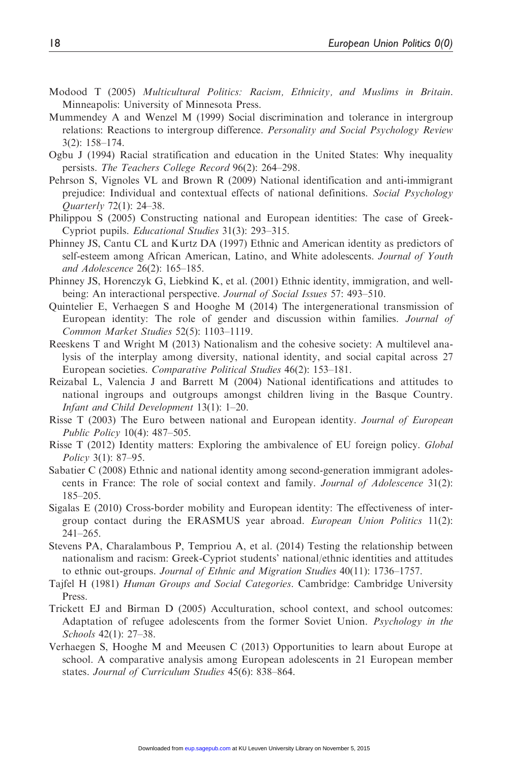Modood T (2005) *Multicultural Politics: Racism, Ethnicity, and Muslims in Britain*. Minneapolis: University of Minnesota Press.

Mummendey A and Wenzel M (1999) Social discrimination and tolerance in intergroup relations: Reactions to intergroup difference. *Personality and Social Psychology Review* 3(2): 158–174.

Ogbu J (1994) Racial stratification and education in the United States: Why inequality persists. *The Teachers College Record* 96(2): 264–298.

Pehrson S, Vignoles VL and Brown R (2009) National identification and anti-immigrant prejudice: Individual and contextual effects of national definitions. *Social Psychology Quarterly* 72(1): 24–38.

Philippou S (2005) Constructing national and European identities: The case of Greek-Cypriot pupils. *Educational Studies* 31(3): 293–315.

Phinney JS, Cantu CL and Kurtz DA (1997) Ethnic and American identity as predictors of self-esteem among African American, Latino, and White adolescents. *Journal of Youth and Adolescence* 26(2): 165–185.

Phinney JS, Horenczyk G, Liebkind K, et al. (2001) Ethnic identity, immigration, and well-being: An interactional perspective. *Journal of Social Issues* 57: 493–510.

Quintelier E, Verhaegen S and Hooghe M (2014) The intergenerational transmission of European identity: The role of gender and discussion within families. *Journal of Common Market Studies* 52(5): 1103–1119.

Reeskens T and Wright M (2013) Nationalism and the cohesive society: A multilevel analysis of the interplay among diversity, national identity, and social capital across 27 European societies. *Comparative Political Studies* 46(2): 153–181.

Reizabal L, Valencia J and Barrett M (2004) National identifications and attitudes to national ingroups and outgroups amongst children living in the Basque Country. *Infant and Child Development* 13(1): 1–20.

Risse T (2003) The Euro between national and European identity. *Journal of European Public Policy* 10(4): 487–505.

Risse T (2012) Identity matters: Exploring the ambivalence of EU foreign policy. *Global Policy* 3(1): 87–95.

Sabatier C (2008) Ethnic and national identity among second-generation immigrant adolescents in France: The role of social context and family. *Journal of Adolescence* 31(2): 185–205.

Sigalas E (2010) Cross-border mobility and European identity: The effectiveness of intergroup contact during the ERASMUS year abroad. *European Union Politics* 11(2): 241–265.

Stevens PA, Charalambous P, Tempriou A, et al. (2014) Testing the relationship between nationalism and racism: Greek-Cypriot students' national/ethnic identities and attitudes to ethnic out-groups. *Journal of Ethnic and Migration Studies* 40(11): 1736–1757.

Tajfel H (1981) *Human Groups and Social Categories*. Cambridge: Cambridge University Press.

Trickett EJ and Birman D (2005) Acculturation, school context, and school outcomes: Adaptation of refugee adolescents from the former Soviet Union. *Psychology in the Schools* 42(1): 27–38.

Verhaegen S, Hooghe M and Meeusen C (2013) Opportunities to learn about Europe at school. A comparative analysis among European adolescents in 21 European member states. *Journal of Curriculum Studies* 45(6): 838–864.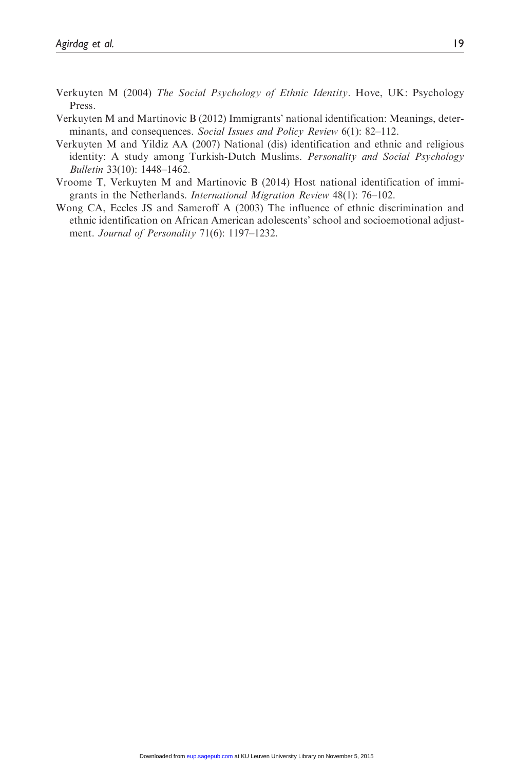Verkuyten M (2004) *The Social Psychology of Ethnic Identity*. Hove, UK: Psychology Press.

Verkuyten M and Martinovic B (2012) Immigrants' national identification: Meanings, determinants, and consequences. *Social Issues and Policy Review* 6(1): 82–112.

Verkuyten M and Yildiz AA (2007) National (dis) identification and ethnic and religious identity: A study among Turkish-Dutch Muslims. *Personality and Social Psychology Bulletin* 33(10): 1448–1462.

Vroome T, Verkuyten M and Martinovic B (2014) Host national identification of immigrants in the Netherlands. *International Migration Review* 48(1): 76–102.

Wong CA, Eccles JS and Sameroff A (2003) The influence of ethnic discrimination and ethnic identification on African American adolescents' school and socioemotional adjustment. *Journal of Personality* 71(6): 1197–1232.